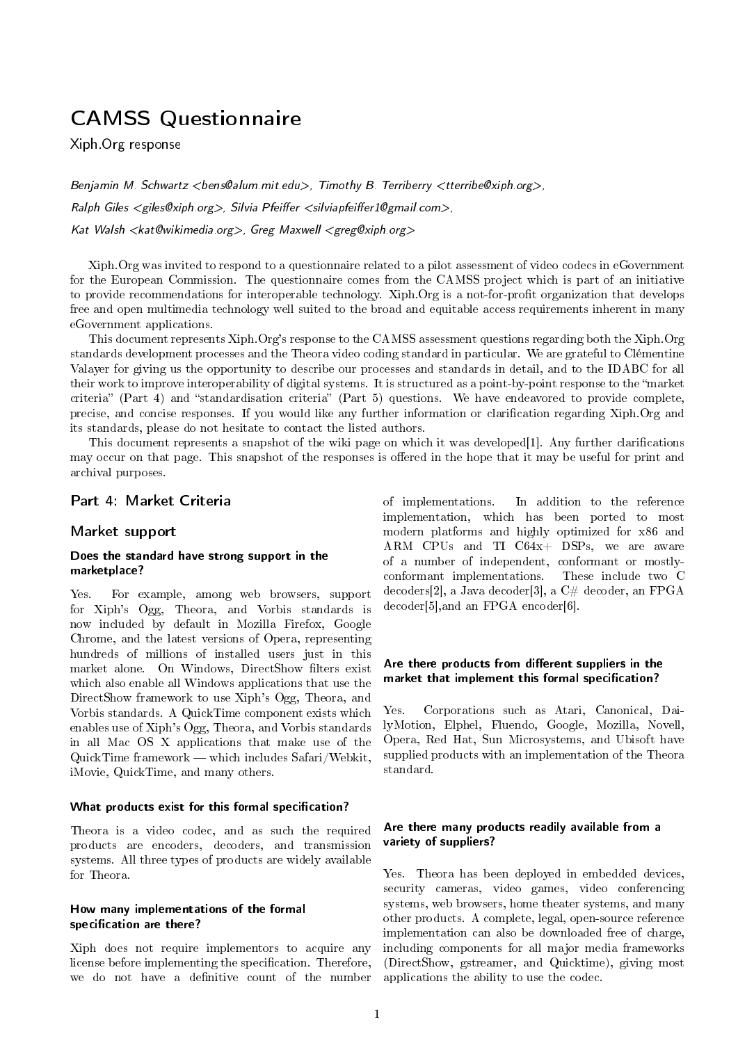# CAMSS Questionnaire

Xiph.Org response

*Benjamin M. Schwartz <bens@alum.mit.edu>, Timothy B. Terriberry <tterribe@xiph.org>, Ralph Giles <giles@xiph.org>, Silvia Pfeiffer <silviapfeiffer1@gmail.com>, Kat Walsh <kat@wikimedia.org>, Greg Maxwell <greg@xiph.org>*

Xiph.Org was invited to respond to a questionnaire related to a pilot assessment of video codecs in eGovernment for the European Commission. The questionnaire comes from the CAMSS project which is part of an initiative to provide recommendations for interoperable technology. Xiph.Org is a not-for-profit organization that develops free and open multimedia technology well suited to the broad and equitable access requirements inherent in many eGovernment applications.

This document represents Xiph.Org's response to the CAMSS assessment questions regarding both the Xiph.Org standards development processes and the Theora video coding standard in particular. We are grateful to Clémentine Valayer for giving us the opportunity to describe our processes and standards in detail, and to the IDABC for all their work to improve interoperability of digital systems. It is structured as a point-by-point response to the "market criteria" (Part 4) and "standardisation criteria" (Part 5) questions. We have endeavored to provide complete, precise, and concise responses. If you would like any further information or clarification regarding Xiph.Org and its standards, please do not hesitate to contact the listed authors.

This document represents a snapshot of the wiki page on which it was developed[1]. Any further clarifications may occur on that page. This snapshot of the responses is offered in the hope that it may be useful for print and archival purposes.

## Part 4: Market Criteria

### Market support

#### Does the standard have strong support in the marketplace?

Yes. For example, among web browsers, support for Xiph's Ogg, Theora, and Vorbis standards is now included by default in Mozilla Firefox, Google Chrome, and the latest versions of Opera, representing hundreds of millions of installed users just in this market alone. On Windows, DirectShow filters exist which also enable all Windows applications that use the DirectShow framework to use Xiph's Ogg, Theora, and Vorbis standards. A QuickTime component exists which enables use of Xiph's Ogg, Theora, and Vorbis standards in all Mac OS X applications that make use of the QuickTime framework — which includes Safari/Webkit, iMovie, QuickTime, and many others.

#### What products exist for this formal specification?

Theora is a video codec, and as such the required products are encoders, decoders, and transmission systems. All three types of products are widely available for Theora.

#### How many implementations of the formal specification are there?

Xiph does not require implementors to acquire any license before implementing the specification. Therefore, we do not have a definitive count of the number of implementations. In addition to the reference implementation, which has been ported to most modern platforms and highly optimized for x86 and ARM CPUs and TI C64x+ DSPs, we are aware of a number of independent, conformant or mostly-conformant implementations. These include two C decoders[2], a Java decoder[3], a C# decoder, an FPGA decoder[5],and an FPGA encoder[6].

#### Are there products from different suppliers in the market that implement this formal specification?

Yes. Corporations such as Atari, Canonical, DailyMotion, Elphel, Fluendo, Google, Mozilla, Novell, Opera, Red Hat, Sun Microsystems, and Ubisoft have supplied products with an implementation of the Theora standard.

#### Are there many products readily available from a variety of suppliers?

Yes. Theora has been deployed in embedded devices, security cameras, video games, video conferencing systems, web browsers, home theater systems, and many other products. A complete, legal, open-source reference implementation can also be downloaded free of charge, including components for all major media frameworks (DirectShow, gstreamer, and Quicktime), giving most applications the ability to use the codec.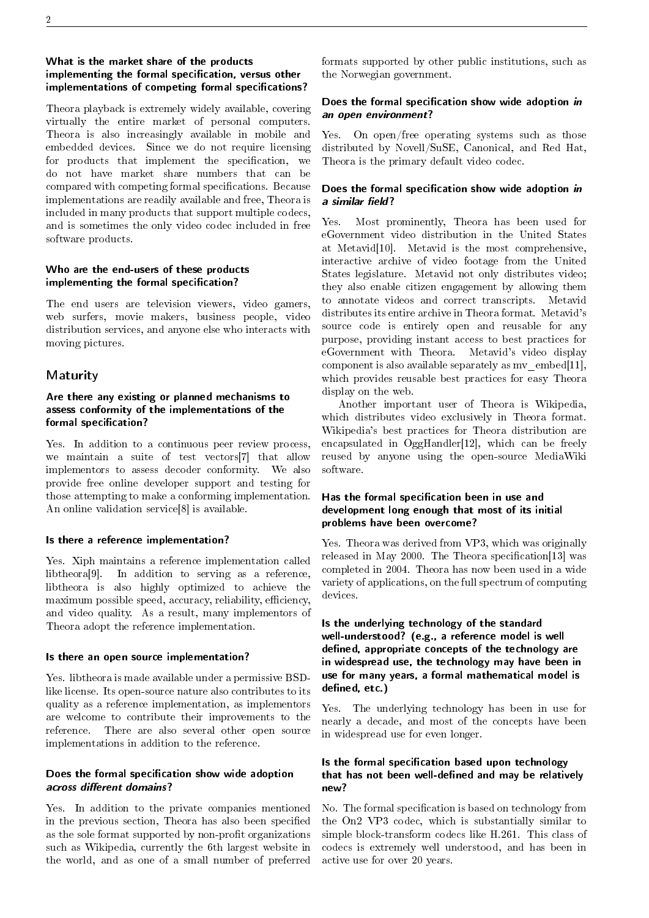### What is the market share of the products implementing the formal specification, versus other implementations of competing formal specifications?

Theora playback is extremely widely available, covering virtually the entire market of personal computers. Theora is also increasingly available in mobile and embedded devices. Since we do not require licensing for products that implement the specification, we do not have market share numbers that can be compared with competing formal specifications. Because implementations are readily available and free, Theora is included in many products that support multiple codecs, and is sometimes the only video codec included in free software products.

### Who are the end-users of these products implementing the formal specification?

The end users are television viewers, video gamers, web surfers, movie makers, business people, video distribution services, and anyone else who interacts with moving pictures.

## Maturity

### Are there any existing or planned mechanisms to assess conformity of the implementations of the formal specification?

Yes. In addition to a continuous peer review process, we maintain a suite of test vectors[7] that allow implementors to assess decoder conformity. We also provide free online developer support and testing for those attempting to make a conforming implementation. An online validation service[8] is available.

### Is there a reference implementation?

Yes. Xiph maintains a reference implementation called libtheora[9]. In addition to serving as a reference, libtheora is also highly optimized to achieve the maximum possible speed, accuracy, reliability, efficiency, and video quality. As a result, many implementors of Theora adopt the reference implementation.

### Is there an open source implementation?

Yes. libtheora is made available under a permissive BSD-like license. Its open-source nature also contributes to its quality as a reference implementation, as implementors are welcome to contribute their improvements to the reference. There are also several other open source implementations in addition to the reference.

### Does the formal specification show wide adoption *across different domains*?

Yes. In addition to the private companies mentioned in the previous section, Theora has also been specified as the sole format supported by non-profit organizations such as Wikipedia, currently the 6th largest website in the world, and as one of a small number of preferred formats supported by other public institutions, such as the Norwegian government.

### Does the formal specification show wide adoption *in an open environment*?

Yes. On open/free operating systems such as those distributed by Novell/SuSE, Canonical, and Red Hat, Theora is the primary default video codec.

### Does the formal specification show wide adoption *in a similar field*?

Yes. Most prominently, Theora has been used for eGovernment video distribution in the United States at Metavid[10]. Metavid is the most comprehensive, interactive archive of video footage from the United States legislature. Metavid not only distributes video; they also enable citizen engagement by allowing them to annotate videos and correct transcripts. Metavid distributes its entire archive in Theora format. Metavid's source code is entirely open and reusable for any purpose, providing instant access to best practices for eGovernment with Theora. Metavid's video display component is also available separately as mv_embed[11], which provides reusable best practices for easy Theora display on the web.

Another important user of Theora is Wikipedia, which distributes video exclusively in Theora format. Wikipedia's best practices for Theora distribution are encapsulated in OggHandler[12], which can be freely reused by anyone using the open-source MediaWiki software.

### Has the formal specification been in use and development long enough that most of its initial problems have been overcome?

Yes. Theora was derived from VP3, which was originally released in May 2000. The Theora specification[13] was completed in 2004. Theora has now been used in a wide variety of applications, on the full spectrum of computing devices.

### Is the underlying technology of the standard well-understood? (e.g., a reference model is well defined, appropriate concepts of the technology are in widespread use, the technology may have been in use for many years, a formal mathematical model is defined, etc.)

Yes. The underlying technology has been in use for nearly a decade, and most of the concepts have been in widespread use for even longer.

### Is the formal specification based upon technology that has not been well-defined and may be relatively new?

No. The formal specification is based on technology from the On2 VP3 codec, which is substantially similar to simple block-transform codecs like H.261. This class of codecs is extremely well understood, and has been in active use for over 20 years.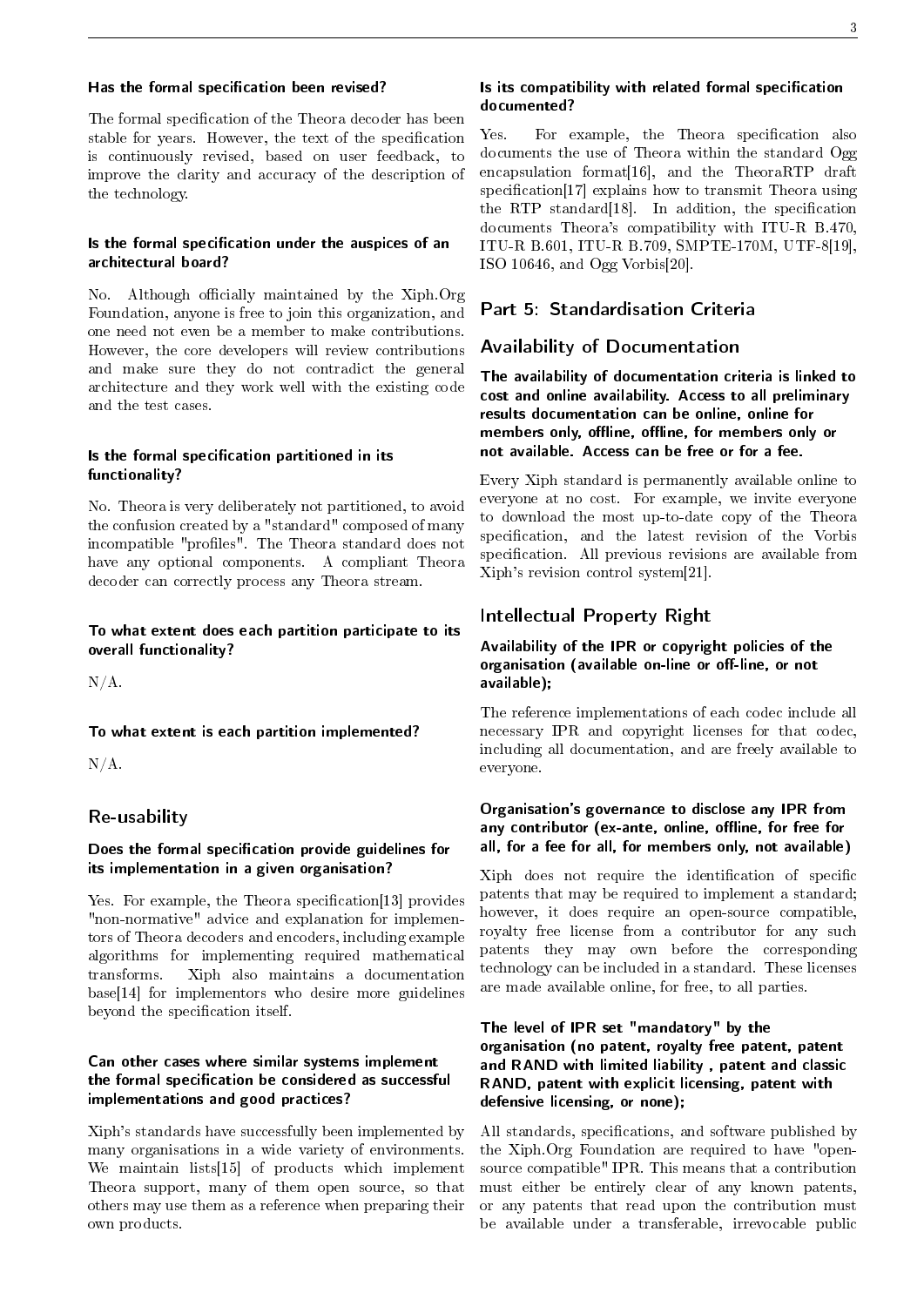#### Has the formal specification been revised?

The formal specification of the Theora decoder has been stable for years. However, the text of the specification is continuously revised, based on user feedback, to improve the clarity and accuracy of the description of the technology.

#### Is the formal specification under the auspices of an architectural board?

No. Although officially maintained by the Xiph.Org Foundation, anyone is free to join this organization, and one need not even be a member to make contributions. However, the core developers will review contributions and make sure they do not contradict the general architecture and they work well with the existing code and the test cases.

#### Is the formal specification partitioned in its functionality?

No. Theora is very deliberately not partitioned, to avoid the confusion created by a "standard" composed of many incompatible "profiles". The Theora standard does not have any optional components. A compliant Theora decoder can correctly process any Theora stream.

#### To what extent does each partition participate to its overall functionality?

N/A.

#### To what extent is each partition implemented?

N/A.

### Re-usability

#### Does the formal specification provide guidelines for its implementation in a given organisation?

Yes. For example, the Theora specification[13] provides "non-normative" advice and explanation for implementors of Theora decoders and encoders, including example algorithms for implementing required mathematical transforms. Xiph also maintains a documentation base[14] for implementors who desire more guidelines beyond the specification itself.

#### Can other cases where similar systems implement the formal specification be considered as successful implementations and good practices?

Xiph's standards have successfully been implemented by many organisations in a wide variety of environments. We maintain lists[15] of products which implement Theora support, many of them open source, so that others may use them as a reference when preparing their own products.

#### Is its compatibility with related formal specification documented?

Yes. For example, the Theora specification also documents the use of Theora within the standard Ogg encapsulation format[16], and the TheoraRTP draft specification[17] explains how to transmit Theora using the RTP standard[18]. In addition, the specification documents Theora's compatibility with ITU-R B.470, ITU-R B.601, ITU-R B.709, SMPTE-170M, UTF-8[19], ISO 10646, and Ogg Vorbis[20].

## Part 5: Standardisation Criteria

### Availability of Documentation

#### The availability of documentation criteria is linked to cost and online availability. Access to all preliminary results documentation can be online, online for members only, offline, offline, for members only or not available. Access can be free or for a fee.

Every Xiph standard is permanently available online to everyone at no cost. For example, we invite everyone to download the most up-to-date copy of the Theora specification, and the latest revision of the Vorbis specification. All previous revisions are available from Xiph's revision control system[21].

### Intellectual Property Right

#### Availability of the IPR or copyright policies of the organisation (available on-line or off-line, or not available);

The reference implementations of each codec include all necessary IPR and copyright licenses for that codec, including all documentation, and are freely available to everyone.

#### Organisation's governance to disclose any IPR from any contributor (ex-ante, online, offline, for free for all, for a fee for all, for members only, not available)

Xiph does not require the identification of specific patents that may be required to implement a standard; however, it does require an open-source compatible, royalty free license from a contributor for any such patents they may own before the corresponding technology can be included in a standard. These licenses are made available online, for free, to all parties.

#### The level of IPR set "mandatory" by the organisation (no patent, royalty free patent, patent and RAND with limited liability , patent and classic RAND, patent with explicit licensing, patent with defensive licensing, or none);

All standards, specifications, and software published by the Xiph.Org Foundation are required to have "open-source compatible" IPR. This means that a contribution must either be entirely clear of any known patents, or any patents that read upon the contribution must be available under a transferable, irrevocable public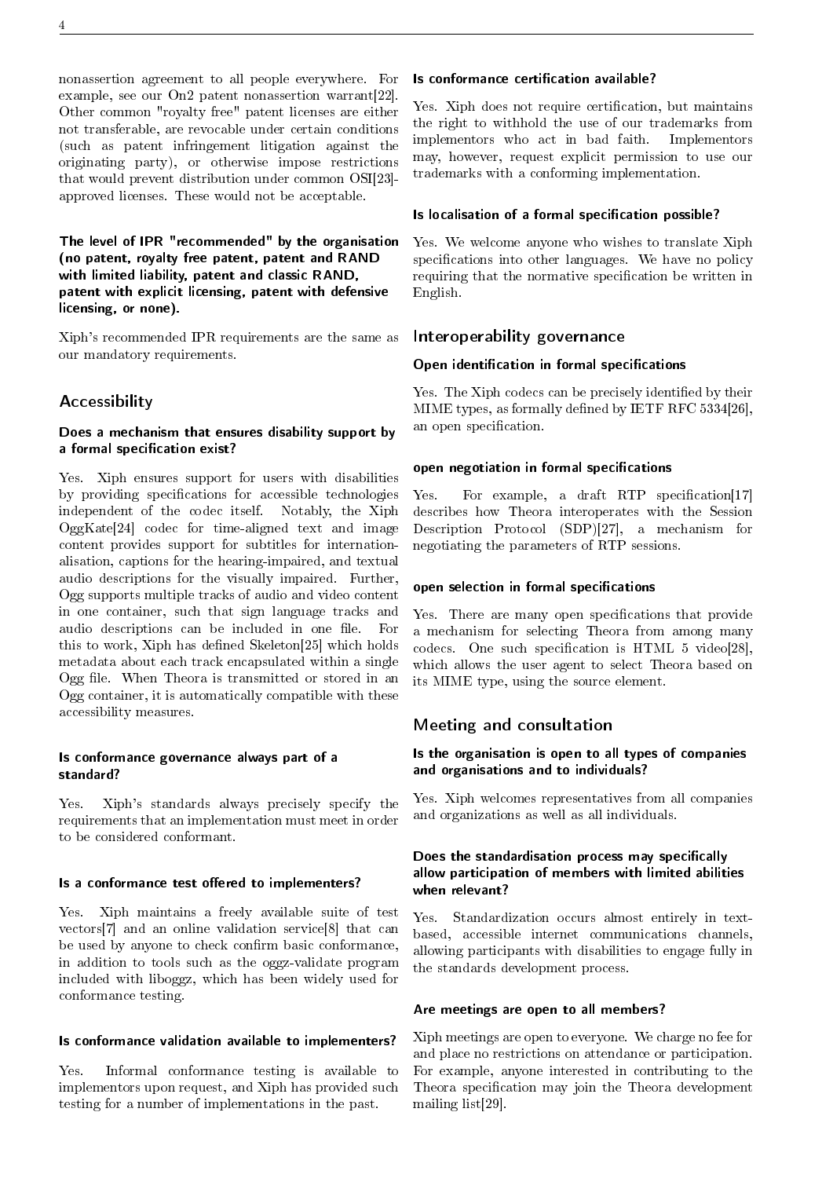nonassertion agreement to all people everywhere. For example, see our On2 patent nonassertion warrant[22]. Other common "royalty free" patent licenses are either not transferable, are revocable under certain conditions (such as patent infringement litigation against the originating party), or otherwise impose restrictions that would prevent distribution under common OSI[23]-approved licenses. These would not be acceptable.

### The level of IPR "recommended" by the organisation (no patent, royalty free patent, patent and RAND with limited liability, patent and classic RAND, patent with explicit licensing, patent with defensive licensing, or none).

Xiph's recommended IPR requirements are the same as our mandatory requirements.

## Accessibility

### Does a mechanism that ensures disability support by a formal specification exist?

Yes. Xiph ensures support for users with disabilities by providing specifications for accessible technologies independent of the codec itself. Notably, the Xiph OggKate[24] codec for time-aligned text and image content provides support for subtitles for internationalisation, captions for the hearing-impaired, and textual audio descriptions for the visually impaired. Further, Ogg supports multiple tracks of audio and video content in one container, such that sign language tracks and audio descriptions can be included in one file. For this to work, Xiph has defined Skeleton[25] which holds metadata about each track encapsulated within a single Ogg file. When Theora is transmitted or stored in an Ogg container, it is automatically compatible with these accessibility measures.

### Is conformance governance always part of a standard?

Yes. Xiph's standards always precisely specify the requirements that an implementation must meet in order to be considered conformant.

### Is a conformance test offered to implementers?

Yes. Xiph maintains a freely available suite of test vectors[7] and an online validation service[8] that can be used by anyone to check confirm basic conformance, in addition to tools such as the oggz-validate program included with liboggz, which has been widely used for conformance testing.

### Is conformance validation available to implementers?

Yes. Informal conformance testing is available to implementors upon request, and Xiph has provided such testing for a number of implementations in the past.

### Is conformance certification available?

Yes. Xiph does not require certification, but maintains the right to withhold the use of our trademarks from implementors who act in bad faith. Implementors may, however, request explicit permission to use our trademarks with a conforming implementation.

### Is localisation of a formal specification possible?

Yes. We welcome anyone who wishes to translate Xiph specifications into other languages. We have no policy requiring that the normative specification be written in English.

## Interoperability governance

### Open identification in formal specifications

Yes. The Xiph codecs can be precisely identified by their MIME types, as formally defined by IETF RFC 5334[26], an open specification.

### open negotiation in formal specifications

Yes. For example, a draft RTP specification[17] describes how Theora interoperates with the Session Description Protocol (SDP)[27], a mechanism for negotiating the parameters of RTP sessions.

### open selection in formal specifications

Yes. There are many open specifications that provide a mechanism for selecting Theora from among many codecs. One such specification is HTML 5 video[28], which allows the user agent to select Theora based on its MIME type, using the source element.

## Meeting and consultation

### Is the organisation is open to all types of companies and organisations and to individuals?

Yes. Xiph welcomes representatives from all companies and organizations as well as all individuals.

### Does the standardisation process may specifically allow participation of members with limited abilities when relevant?

Yes. Standardization occurs almost entirely in text-based, accessible internet communications channels, allowing participants with disabilities to engage fully in the standards development process.

### Are meetings are open to all members?

Xiph meetings are open to everyone. We charge no fee for and place no restrictions on attendance or participation. For example, anyone interested in contributing to the Theora specification may join the Theora development mailing list[29].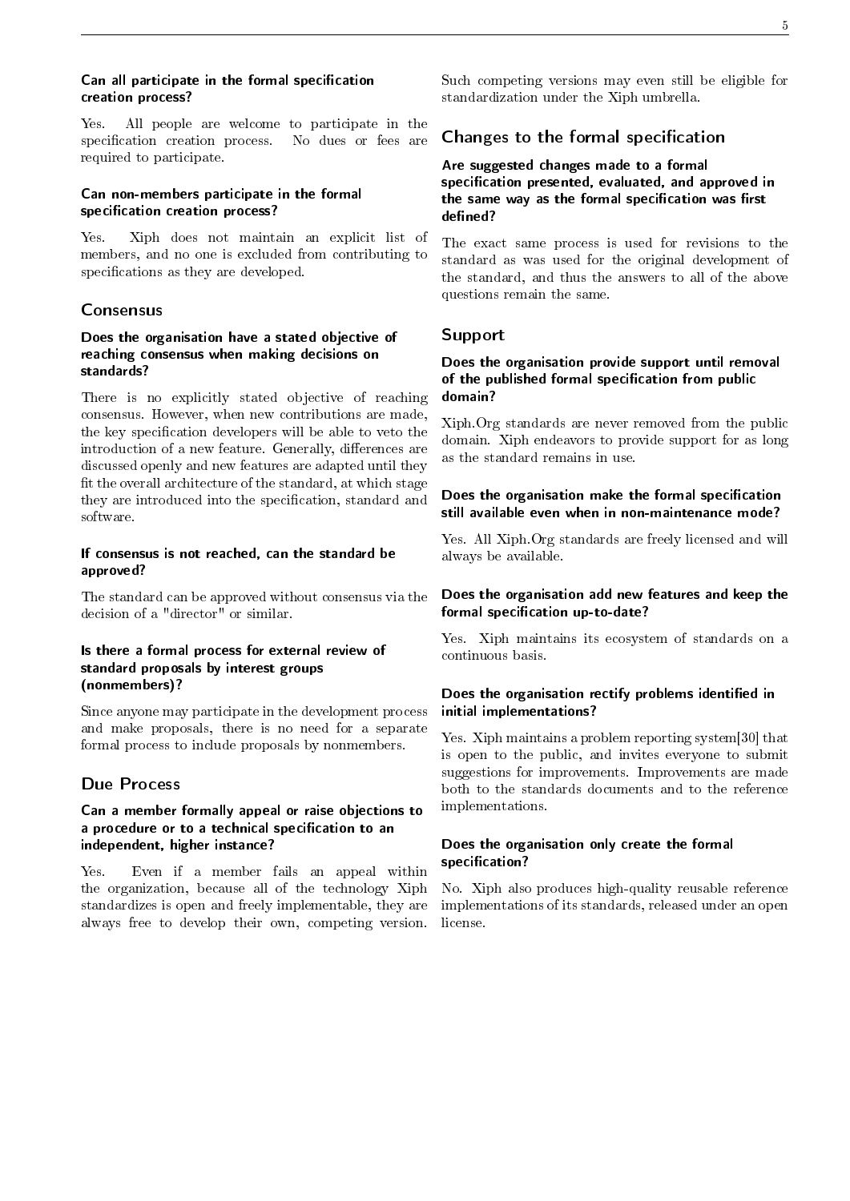### Can all participate in the formal specification creation process?

Yes. All people are welcome to participate in the specification creation process. No dues or fees are required to participate.

### Can non-members participate in the formal specification creation process?

Yes. Xiph does not maintain an explicit list of members, and no one is excluded from contributing to specifications as they are developed.

## Consensus

### Does the organisation have a stated objective of reaching consensus when making decisions on standards?

There is no explicitly stated objective of reaching consensus. However, when new contributions are made, the key specification developers will be able to veto the introduction of a new feature. Generally, differences are discussed openly and new features are adapted until they fit the overall architecture of the standard, at which stage they are introduced into the specification, standard and software.

### If consensus is not reached, can the standard be approved?

The standard can be approved without consensus via the decision of a "director" or similar.

### Is there a formal process for external review of standard proposals by interest groups (nonmembers)?

Since anyone may participate in the development process and make proposals, there is no need for a separate formal process to include proposals by nonmembers.

## Due Process

### Can a member formally appeal or raise objections to a procedure or to a technical specification to an independent, higher instance?

Yes. Even if a member fails an appeal within the organization, because all of the technology Xiph standardizes is open and freely implementable, they are always free to develop their own, competing version. Such competing versions may even still be eligible for standardization under the Xiph umbrella.

## Changes to the formal specification

### Are suggested changes made to a formal specification presented, evaluated, and approved in the same way as the formal specification was first defined?

The exact same process is used for revisions to the standard as was used for the original development of the standard, and thus the answers to all of the above questions remain the same.

## Support

### Does the organisation provide support until removal of the published formal specification from public domain?

Xiph.Org standards are never removed from the public domain. Xiph endeavors to provide support for as long as the standard remains in use.

### Does the organisation make the formal specification still available even when in non-maintenance mode?

Yes. All Xiph.Org standards are freely licensed and will always be available.

### Does the organisation add new features and keep the formal specification up-to-date?

Yes. Xiph maintains its ecosystem of standards on a continuous basis.

### Does the organisation rectify problems identified in initial implementations?

Yes. Xiph maintains a problem reporting system[30] that is open to the public, and invites everyone to submit suggestions for improvements. Improvements are made both to the standards documents and to the reference implementations.

### Does the organisation only create the formal specification?

No. Xiph also produces high-quality reusable reference implementations of its standards, released under an open license.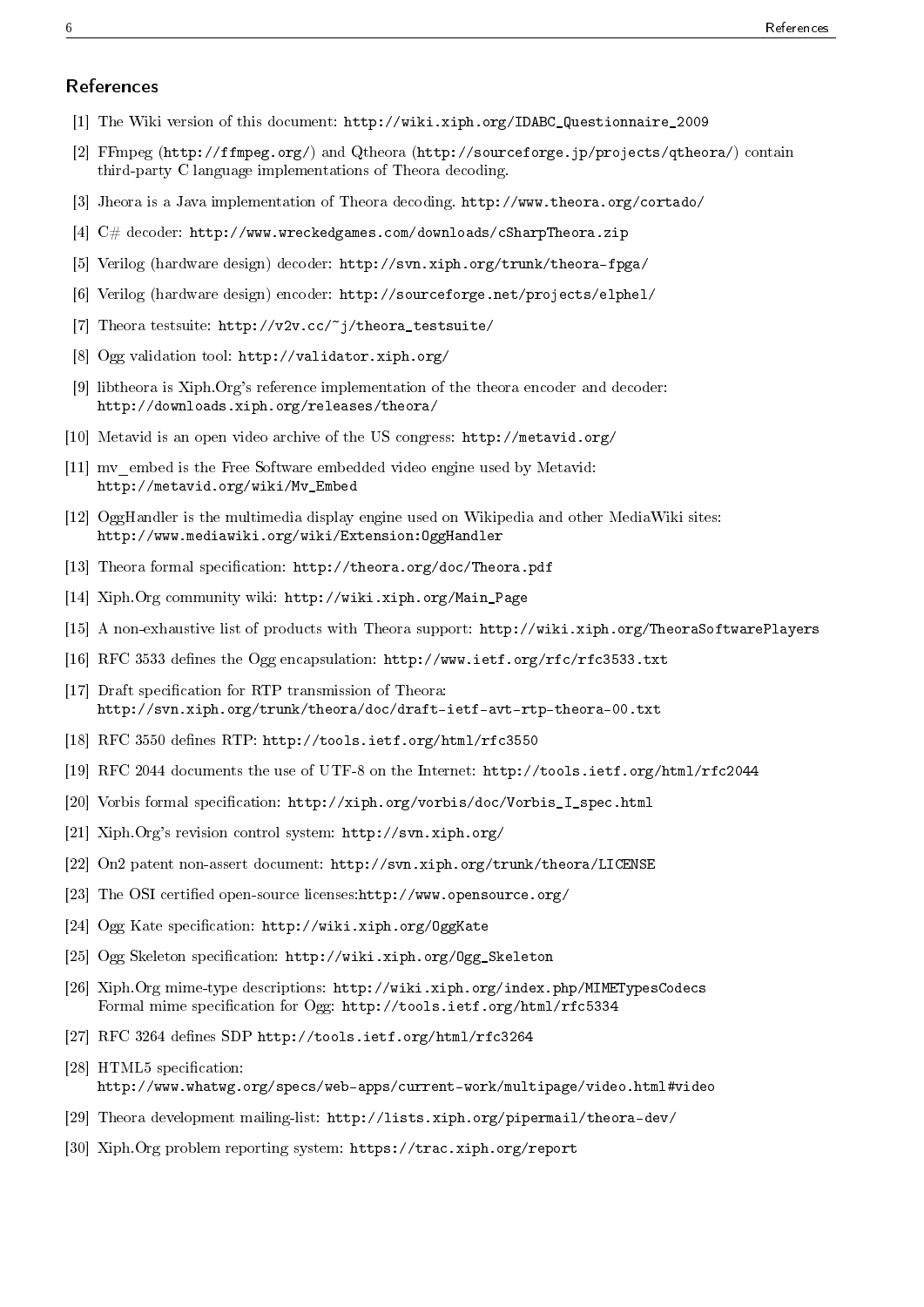## References

[1] The Wiki version of this document: http://wiki.xiph.org/IDABC_Questionnaire_2009

[2] FFmpeg (http://ffmpeg.org/) and Qtheora (http://sourceforge.jp/projects/qtheora/) contain third-party C language implementations of Theora decoding.

[3] Jheora is a Java implementation of Theora decoding. http://www.theora.org/cortado/

[4] C# decoder: http://www.wreckedgames.com/downloads/cSharpTheora.zip

[5] Verilog (hardware design) decoder: http://svn.xiph.org/trunk/theora-fpga/

[6] Verilog (hardware design) encoder: http://sourceforge.net/projects/elphel/

[7] Theora testsuite: http://v2v.cc/~j/theora_testsuite/

[8] Ogg validation tool: http://validator.xiph.org/

[9] libtheora is Xiph.Org's reference implementation of the theora encoder and decoder: http://downloads.xiph.org/releases/theora/

[10] Metavid is an open video archive of the US congress: http://metavid.org/

[11] mv_embed is the Free Software embedded video engine used by Metavid: http://metavid.org/wiki/Mv_Embed

[12] OggHandler is the multimedia display engine used on Wikipedia and other MediaWiki sites: http://www.mediawiki.org/wiki/Extension:OggHandler

[13] Theora formal specification: http://theora.org/doc/Theora.pdf

[14] Xiph.Org community wiki: http://wiki.xiph.org/Main_Page

[15] A non-exhaustive list of products with Theora support: http://wiki.xiph.org/TheoraSoftwarePlayers

[16] RFC 3533 defines the Ogg encapsulation: http://www.ietf.org/rfc/rfc3533.txt

[17] Draft specification for RTP transmission of Theora: http://svn.xiph.org/trunk/theora/doc/draft-ietf-avt-rtp-theora-00.txt

[18] RFC 3550 defines RTP: http://tools.ietf.org/html/rfc3550

[19] RFC 2044 documents the use of UTF-8 on the Internet: http://tools.ietf.org/html/rfc2044

[20] Vorbis formal specification: http://xiph.org/vorbis/doc/Vorbis_I_spec.html

[21] Xiph.Org's revision control system: http://svn.xiph.org/

[22] On2 patent non-assert document: http://svn.xiph.org/trunk/theora/LICENSE

[23] The OSI certified open-source licenses:http://www.opensource.org/

[24] Ogg Kate specification: http://wiki.xiph.org/OggKate

[25] Ogg Skeleton specification: http://wiki.xiph.org/Ogg_Skeleton

[26] Xiph.Org mime-type descriptions: http://wiki.xiph.org/index.php/MIMETypesCodecs
Formal mime specification for Ogg: http://tools.ietf.org/html/rfc5334

[27] RFC 3264 defines SDP http://tools.ietf.org/html/rfc3264

[28] HTML5 specification: http://www.whatwg.org/specs/web-apps/current-work/multipage/video.html#video

[29] Theora development mailing-list: http://lists.xiph.org/pipermail/theora-dev/

[30] Xiph.Org problem reporting system: https://trac.xiph.org/report